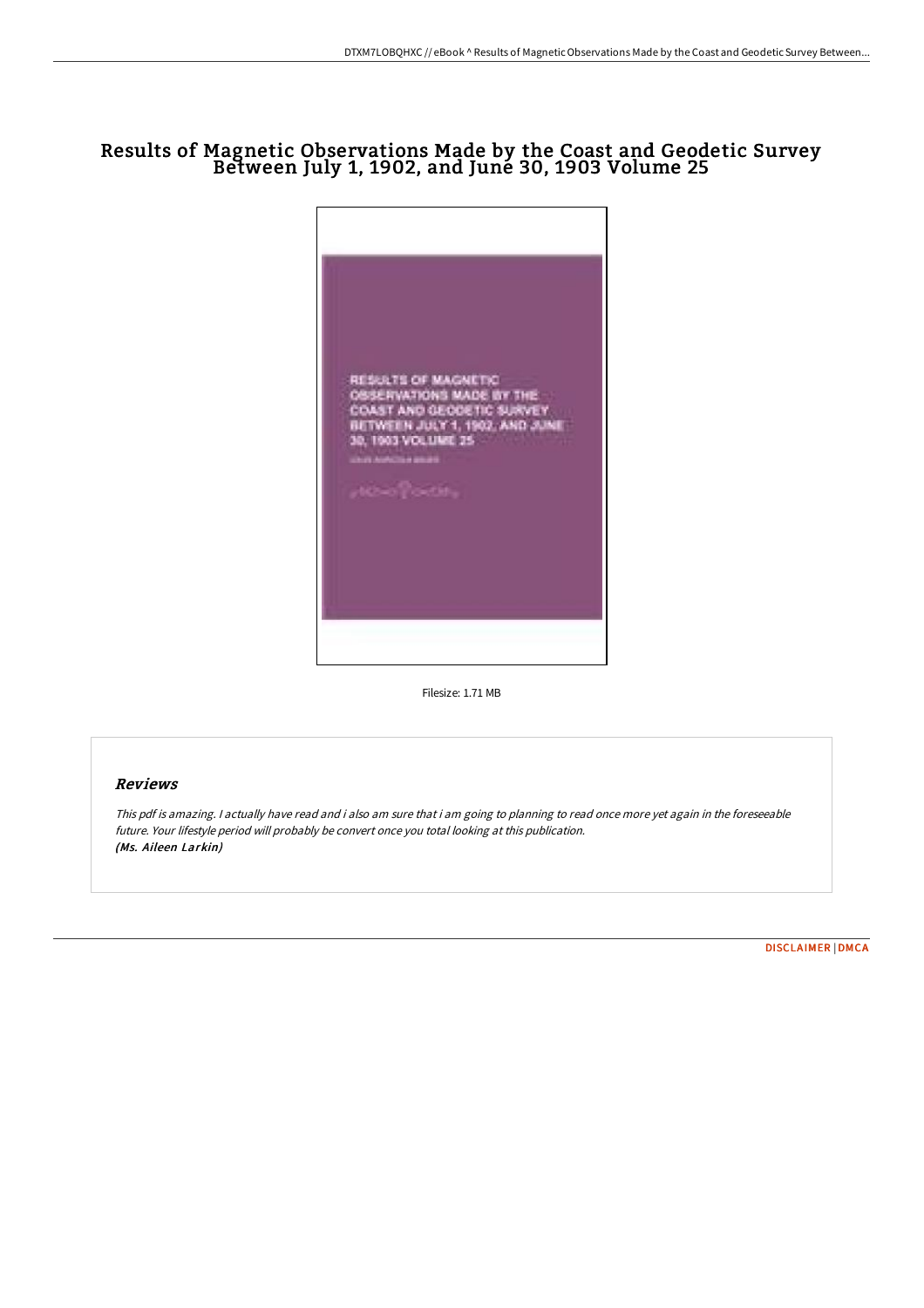# Results of Magnetic Observations Made by the Coast and Geodetic Survey Between July 1, 1902, and June 30, 1903 Volume 25

Filesize: 1.71 MB

## Reviews

*This pdf is amazing. I actually have read and i also am sure that i am going to planning to read once more yet again in the foreseeable future. Your lifestyle period will probably be convert once you total looking at this publication.*
*(Ms. Aileen Larkin)*

DISCLAIMER | DMCA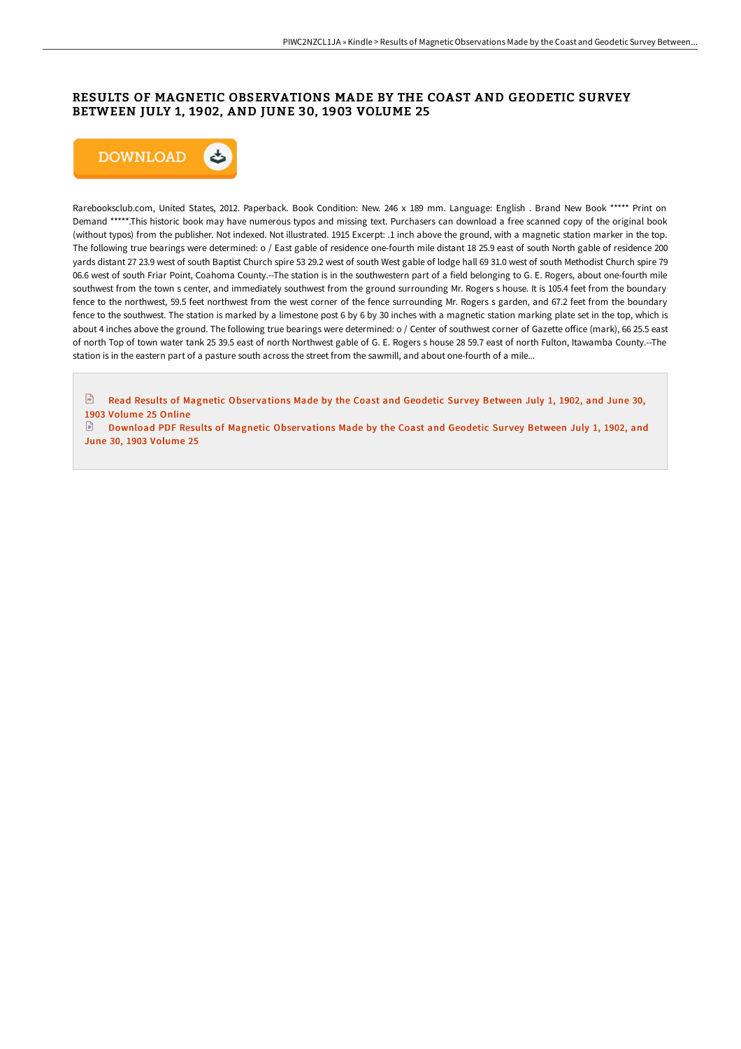# RESULTS OF MAGNETIC OBSERVATIONS MADE BY THE COAST AND GEODETIC SURVEY BETWEEN JULY 1, 1902, AND JUNE 30, 1903 VOLUME 25

DOWNLOAD

Rarebooksclub.com, United States, 2012. Paperback. Book Condition: New. 246 x 189 mm. Language: English . Brand New Book ***** Print on Demand *****.This historic book may have numerous typos and missing text. Purchasers can download a free scanned copy of the original book (without typos) from the publisher. Not indexed. Not illustrated. 1915 Excerpt: .1 inch above the ground, with a magnetic station marker in the top. The following true bearings were determined: o / East gable of residence one-fourth mile distant 18 25.9 east of south North gable of residence 200 yards distant 27 23.9 west of south Baptist Church spire 53 29.2 west of south West gable of lodge hall 69 31.0 west of south Methodist Church spire 79 06.6 west of south Friar Point, Coahoma County.--The station is in the southwestern part of a field belonging to G. E. Rogers, about one-fourth mile southwest from the town s center, and immediately southwest from the ground surrounding Mr. Rogers s house. It is 105.4 feet from the boundary fence to the northwest, 59.5 feet northwest from the west corner of the fence surrounding Mr. Rogers s garden, and 67.2 feet from the boundary fence to the southwest. The station is marked by a limestone post 6 by 6 by 30 inches with a magnetic station marking plate set in the top, which is about 4 inches above the ground. The following true bearings were determined: o / Center of southwest corner of Gazette office (mark), 66 25.5 east of north Top of town water tank 25 39.5 east of north Northwest gable of G. E. Rogers s house 28 59.7 east of north Fulton, Itawamba County.--The station is in the eastern part of a pasture south across the street from the sawmill, and about one-fourth of a mile...

Read Results of Magnetic Observations Made by the Coast and Geodetic Survey Between July 1, 1902, and June 30, 1903 Volume 25 Online

Download PDF Results of Magnetic Observations Made by the Coast and Geodetic Survey Between July 1, 1902, and June 30, 1903 Volume 25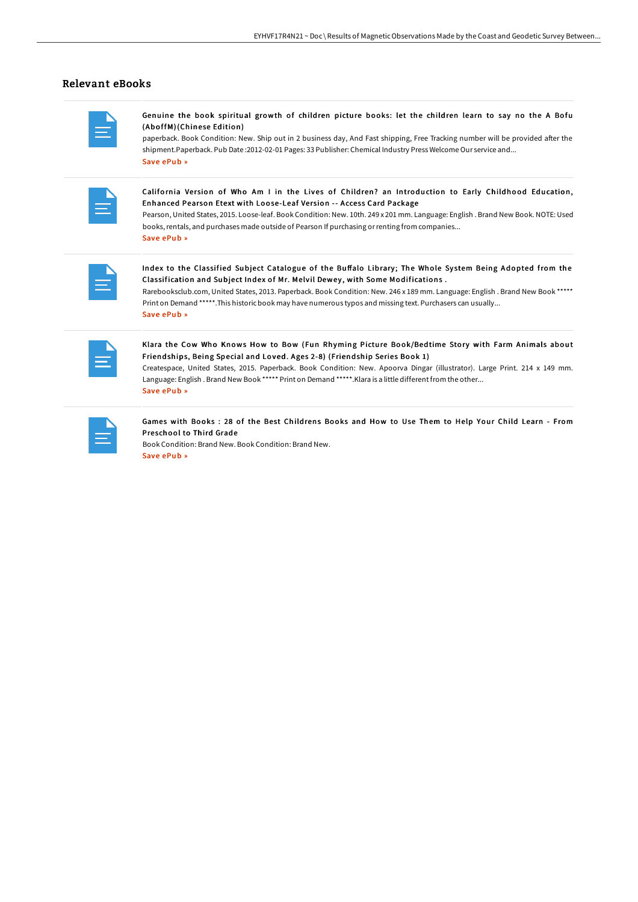## Relevant eBooks

**Genuine the book spiritual growth of children picture books: let the children learn to say no the A Bofu (AboffM)(Chinese Edition)**

paperback. Book Condition: New. Ship out in 2 business day, And Fast shipping, Free Tracking number will be provided after the shipment.Paperback. Pub Date :2012-02-01 Pages: 33 Publisher: Chemical Industry Press Welcome Our service and...

Save ePub »

**California Version of Who Am I in the Lives of Children? an Introduction to Early Childhood Education, Enhanced Pearson Etext with Loose-Leaf Version -- Access Card Package**

Pearson, United States, 2015. Loose-leaf. Book Condition: New. 10th. 249 x 201 mm. Language: English . Brand New Book. NOTE: Used books, rentals, and purchases made outside of Pearson If purchasing or renting from companies...

Save ePub »

**Index to the Classified Subject Catalogue of the Buffalo Library; The Whole System Being Adopted from the Classification and Subject Index of Mr. Melvil Dewey, with Some Modifications .**

Rarebooksclub.com, United States, 2013. Paperback. Book Condition: New. 246 x 189 mm. Language: English . Brand New Book ***** Print on Demand *****.This historic book may have numerous typos and missing text. Purchasers can usually...

Save ePub »

**Klara the Cow Who Knows How to Bow (Fun Rhyming Picture Book/Bedtime Story with Farm Animals about Friendships, Being Special and Loved. Ages 2-8) (Friendship Series Book 1)**

Createspace, United States, 2015. Paperback. Book Condition: New. Apoorva Dingar (illustrator). Large Print. 214 x 149 mm. Language: English . Brand New Book ***** Print on Demand *****.Klara is a little different from the other...

Save ePub »

**Games with Books : 28 of the Best Childrens Books and How to Use Them to Help Your Child Learn - From Preschool to Third Grade**

Book Condition: Brand New. Book Condition: Brand New.

Save ePub »